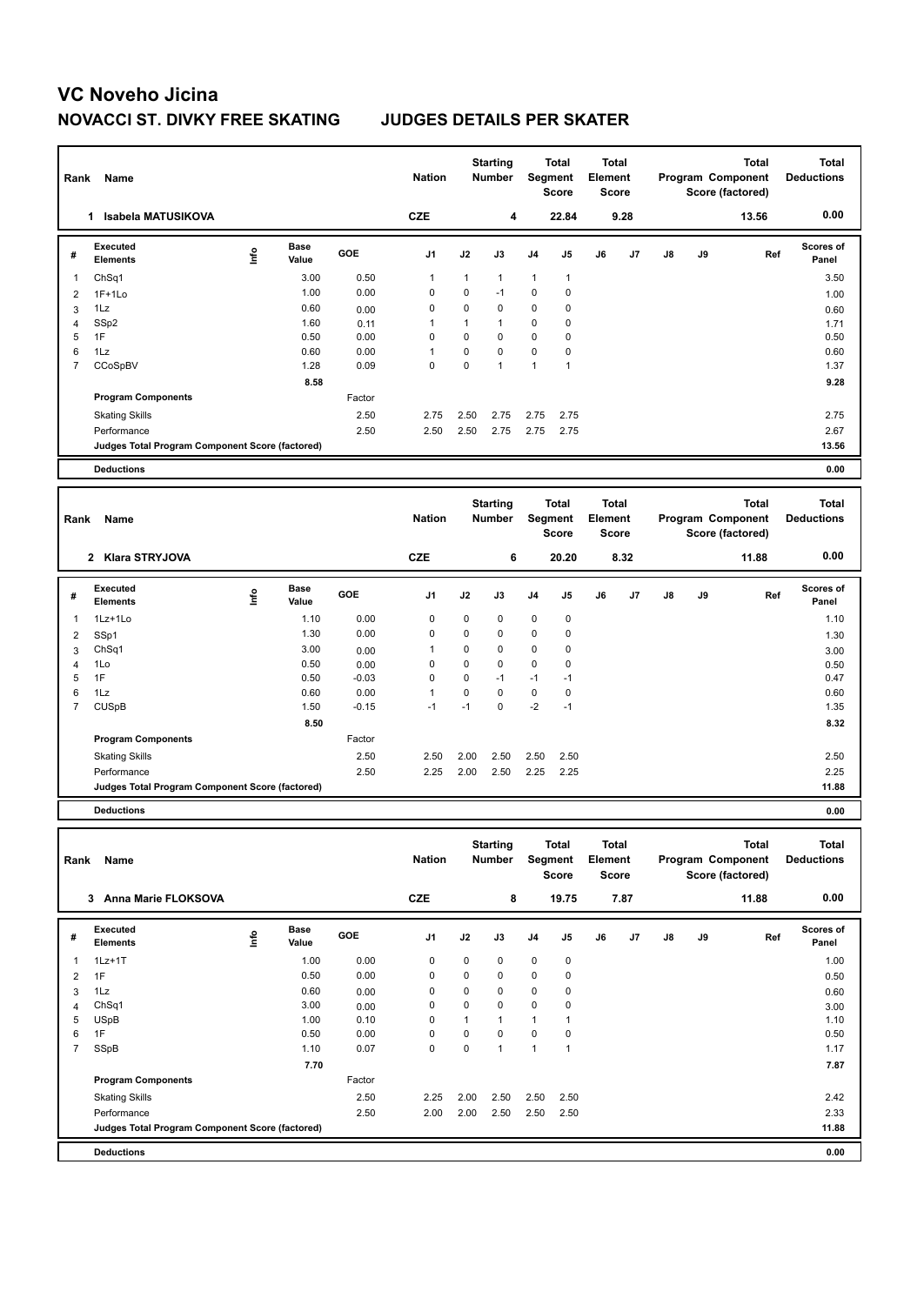# VC Noveho Jicina

## NOVACCI ST. DIVKY FREE SKATING JUDGES DETAILS PER SKATER

| Rank | Name | Nation | Starting Number | Total Segment Score | Total Element Score | Total Program Component Score (factored) | Total Deductions |
|---|---|---|---|---|---|---|---|
| 1 | Isabela MATUSIKOVA | CZE | 4 | 22.84 | 9.28 | 13.56 | 0.00 |

| # | Executed Elements | Info | Base Value | GOE | J1 | J2 | J3 | J4 | J5 | J6 | J7 | J8 | J9 | Ref | Scores of Panel |
|---|---|---|---|---|---|---|---|---|---|---|---|---|---|---|---|
| 1 | ChSq1 | | 3.00 | 0.50 | 1 | 1 | 1 | 1 | 1 | | | | | | 3.50 |
| 2 | 1F+1Lo | | 1.00 | 0.00 | 0 | 0 | -1 | 0 | 0 | | | | | | 1.00 |
| 3 | 1Lz | | 0.60 | 0.00 | 0 | 0 | 0 | 0 | 0 | | | | | | 0.60 |
| 4 | SSp2 | | 1.60 | 0.11 | 1 | 1 | 1 | 0 | 0 | | | | | | 1.71 |
| 5 | 1F | | 0.50 | 0.00 | 0 | 0 | 0 | 0 | 0 | | | | | | 0.50 |
| 6 | 1Lz | | 0.60 | 0.00 | 1 | 0 | 0 | 0 | 0 | | | | | | 0.60 |
| 7 | CCoSpBV | | 1.28 | 0.09 | 0 | 0 | 1 | 1 | 1 | | | | | | 1.37 |
| | | | 8.58 | | | | | | | | | | | | 9.28 |
| | **Program Components** | | | Factor | | | | | | | | | | | |
| | Skating Skills | | | 2.50 | 2.75 | 2.50 | 2.75 | 2.75 | 2.75 | | | | | | 2.75 |
| | Performance | | | 2.50 | 2.50 | 2.50 | 2.75 | 2.75 | 2.75 | | | | | | 2.67 |
| | **Judges Total Program Component Score (factored)** | | | | | | | | | | | | | | 13.56 |
| | **Deductions** | | | | | | | | | | | | | | 0.00 |

| Rank | Name | Nation | Starting Number | Total Segment Score | Total Element Score | Total Program Component Score (factored) | Total Deductions |
|---|---|---|---|---|---|---|---|
| 2 | Klara STRYJOVA | CZE | 6 | 20.20 | 8.32 | 11.88 | 0.00 |

| # | Executed Elements | Info | Base Value | GOE | J1 | J2 | J3 | J4 | J5 | J6 | J7 | J8 | J9 | Ref | Scores of Panel |
|---|---|---|---|---|---|---|---|---|---|---|---|---|---|---|---|
| 1 | 1Lz+1Lo | | 1.10 | 0.00 | 0 | 0 | 0 | 0 | 0 | | | | | | 1.10 |
| 2 | SSp1 | | 1.30 | 0.00 | 0 | 0 | 0 | 0 | 0 | | | | | | 1.30 |
| 3 | ChSq1 | | 3.00 | 0.00 | 1 | 0 | 0 | 0 | 0 | | | | | | 3.00 |
| 4 | 1Lo | | 0.50 | 0.00 | 0 | 0 | 0 | 0 | 0 | | | | | | 0.50 |
| 5 | 1F | | 0.50 | -0.03 | 0 | 0 | -1 | -1 | -1 | | | | | | 0.47 |
| 6 | 1Lz | | 0.60 | 0.00 | 1 | 0 | 0 | 0 | 0 | | | | | | 0.60 |
| 7 | CUSpB | | 1.50 | -0.15 | -1 | -1 | 0 | -2 | -1 | | | | | | 1.35 |
| | | | 8.50 | | | | | | | | | | | | 8.32 |
| | **Program Components** | | | Factor | | | | | | | | | | | |
| | Skating Skills | | | 2.50 | 2.50 | 2.00 | 2.50 | 2.50 | 2.50 | | | | | | 2.50 |
| | Performance | | | 2.50 | 2.25 | 2.00 | 2.50 | 2.25 | 2.25 | | | | | | 2.25 |
| | **Judges Total Program Component Score (factored)** | | | | | | | | | | | | | | 11.88 |
| | **Deductions** | | | | | | | | | | | | | | 0.00 |

| Rank | Name | Nation | Starting Number | Total Segment Score | Total Element Score | Total Program Component Score (factored) | Total Deductions |
|---|---|---|---|---|---|---|---|
| 3 | Anna Marie FLOKSOVA | CZE | 8 | 19.75 | 7.87 | 11.88 | 0.00 |

| # | Executed Elements | Info | Base Value | GOE | J1 | J2 | J3 | J4 | J5 | J6 | J7 | J8 | J9 | Ref | Scores of Panel |
|---|---|---|---|---|---|---|---|---|---|---|---|---|---|---|---|
| 1 | 1Lz+1T | | 1.00 | 0.00 | 0 | 0 | 0 | 0 | 0 | | | | | | 1.00 |
| 2 | 1F | | 0.50 | 0.00 | 0 | 0 | 0 | 0 | 0 | | | | | | 0.50 |
| 3 | 1Lz | | 0.60 | 0.00 | 0 | 0 | 0 | 0 | 0 | | | | | | 0.60 |
| 4 | ChSq1 | | 3.00 | 0.00 | 0 | 0 | 0 | 0 | 0 | | | | | | 3.00 |
| 5 | USpB | | 1.00 | 0.10 | 0 | 1 | 1 | 1 | 1 | | | | | | 1.10 |
| 6 | 1F | | 0.50 | 0.00 | 0 | 0 | 0 | 0 | 0 | | | | | | 0.50 |
| 7 | SSpB | | 1.10 | 0.07 | 0 | 0 | 1 | 1 | 1 | | | | | | 1.17 |
| | | | 7.70 | | | | | | | | | | | | 7.87 |
| | **Program Components** | | | Factor | | | | | | | | | | | |
| | Skating Skills | | | 2.50 | 2.25 | 2.00 | 2.50 | 2.50 | 2.50 | | | | | | 2.42 |
| | Performance | | | 2.50 | 2.00 | 2.00 | 2.50 | 2.50 | 2.50 | | | | | | 2.33 |
| | **Judges Total Program Component Score (factored)** | | | | | | | | | | | | | | 11.88 |
| | **Deductions** | | | | | | | | | | | | | | 0.00 |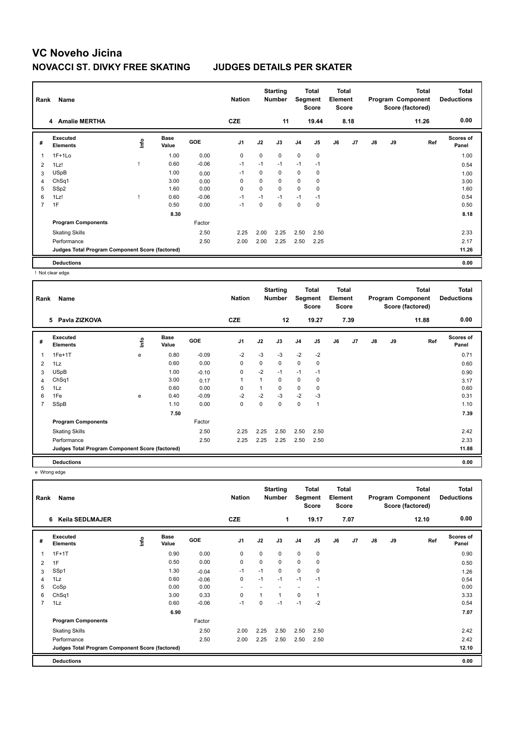# VC Noveho Jicina

## NOVACCI ST. DIVKY FREE SKATING JUDGES DETAILS PER SKATER

| Rank | Name | Nation | Starting Number | Total Segment Score | Total Element Score | Total Program Component Score (factored) | Total Deductions |
|---|---|---|---|---|---|---|---|
| 4 | Amalie MERTHA | CZE | 11 | 19.44 | 8.18 | 11.26 | 0.00 |

| # | Executed Elements | Info | Base Value | GOE | J1 | J2 | J3 | J4 | J5 | J6 | J7 | J8 | J9 | Ref | Scores of Panel |
|---|---|---|---|---|---|---|---|---|---|---|---|---|---|---|---|
| 1 | 1F+1Lo | | 1.00 | 0.00 | 0 | 0 | 0 | 0 | 0 | | | | | | 1.00 |
| 2 | 1Lz! | ! | 0.60 | -0.06 | -1 | -1 | -1 | -1 | -1 | | | | | | 0.54 |
| 3 | USpB | | 1.00 | 0.00 | -1 | 0 | 0 | 0 | 0 | | | | | | 1.00 |
| 4 | ChSq1 | | 3.00 | 0.00 | 0 | 0 | 0 | 0 | 0 | | | | | | 3.00 |
| 5 | SSp2 | | 1.60 | 0.00 | 0 | 0 | 0 | 0 | 0 | | | | | | 1.60 |
| 6 | 1Lz! | ! | 0.60 | -0.06 | -1 | -1 | -1 | -1 | -1 | | | | | | 0.54 |
| 7 | 1F | | 0.50 | 0.00 | -1 | 0 | 0 | 0 | 0 | | | | | | 0.50 |
| | | | 8.30 | | | | | | | | | | | | 8.18 |
| | Program Components | | | Factor | | | | | | | | | | | |
| | Skating Skills | | | 2.50 | 2.25 | 2.00 | 2.25 | 2.50 | 2.50 | | | | | | 2.33 |
| | Performance | | | 2.50 | 2.00 | 2.00 | 2.25 | 2.50 | 2.25 | | | | | | 2.17 |
| | Judges Total Program Component Score (factored) | | | | | | | | | | | | | | 11.26 |
| | Deductions | | | | | | | | | | | | | | 0.00 |

! Not clear edge

| Rank | Name | Nation | Starting Number | Total Segment Score | Total Element Score | Total Program Component Score (factored) | Total Deductions |
|---|---|---|---|---|---|---|---|
| 5 | Pavla ZIZKOVA | CZE | 12 | 19.27 | 7.39 | 11.88 | 0.00 |

| # | Executed Elements | Info | Base Value | GOE | J1 | J2 | J3 | J4 | J5 | J6 | J7 | J8 | J9 | Ref | Scores of Panel |
|---|---|---|---|---|---|---|---|---|---|---|---|---|---|---|---|
| 1 | 1Fe+1T | e | 0.80 | -0.09 | -2 | -3 | -3 | -2 | -2 | | | | | | 0.71 |
| 2 | 1Lz | | 0.60 | 0.00 | 0 | 0 | 0 | 0 | 0 | | | | | | 0.60 |
| 3 | USpB | | 1.00 | -0.10 | 0 | -2 | -1 | -1 | -1 | | | | | | 0.90 |
| 4 | ChSq1 | | 3.00 | 0.17 | 1 | 1 | 0 | 0 | 0 | | | | | | 3.17 |
| 5 | 1Lz | | 0.60 | 0.00 | 0 | 1 | 0 | 0 | 0 | | | | | | 0.60 |
| 6 | 1Fe | e | 0.40 | -0.09 | -2 | -2 | -3 | -2 | -3 | | | | | | 0.31 |
| 7 | SSpB | | 1.10 | 0.00 | 0 | 0 | 0 | 0 | 1 | | | | | | 1.10 |
| | | | 7.50 | | | | | | | | | | | | 7.39 |
| | Program Components | | | Factor | | | | | | | | | | | |
| | Skating Skills | | | 2.50 | 2.25 | 2.25 | 2.50 | 2.50 | 2.50 | | | | | | 2.42 |
| | Performance | | | 2.50 | 2.25 | 2.25 | 2.25 | 2.50 | 2.50 | | | | | | 2.33 |
| | Judges Total Program Component Score (factored) | | | | | | | | | | | | | | 11.88 |
| | Deductions | | | | | | | | | | | | | | 0.00 |

e Wrong edge

| Rank | Name | Nation | Starting Number | Total Segment Score | Total Element Score | Total Program Component Score (factored) | Total Deductions |
|---|---|---|---|---|---|---|---|
| 6 | Keila SEDLMAJER | CZE | 1 | 19.17 | 7.07 | 12.10 | 0.00 |

| # | Executed Elements | Info | Base Value | GOE | J1 | J2 | J3 | J4 | J5 | J6 | J7 | J8 | J9 | Ref | Scores of Panel |
|---|---|---|---|---|---|---|---|---|---|---|---|---|---|---|---|
| 1 | 1F+1T | | 0.90 | 0.00 | 0 | 0 | 0 | 0 | 0 | | | | | | 0.90 |
| 2 | 1F | | 0.50 | 0.00 | 0 | 0 | 0 | 0 | 0 | | | | | | 0.50 |
| 3 | SSp1 | | 1.30 | -0.04 | -1 | -1 | 0 | 0 | 0 | | | | | | 1.26 |
| 4 | 1Lz | | 0.60 | -0.06 | 0 | -1 | -1 | -1 | -1 | | | | | | 0.54 |
| 5 | CoSp | | 0.00 | 0.00 | - | - | - | - | - | | | | | | 0.00 |
| 6 | ChSq1 | | 3.00 | 0.33 | 0 | 1 | 1 | 0 | 1 | | | | | | 3.33 |
| 7 | 1Lz | | 0.60 | -0.06 | -1 | 0 | -1 | -1 | -2 | | | | | | 0.54 |
| | | | 6.90 | | | | | | | | | | | | 7.07 |
| | Program Components | | | Factor | | | | | | | | | | | |
| | Skating Skills | | | 2.50 | 2.00 | 2.25 | 2.50 | 2.50 | 2.50 | | | | | | 2.42 |
| | Performance | | | 2.50 | 2.00 | 2.25 | 2.50 | 2.50 | 2.50 | | | | | | 2.42 |
| | Judges Total Program Component Score (factored) | | | | | | | | | | | | | | 12.10 |
| | Deductions | | | | | | | | | | | | | | 0.00 |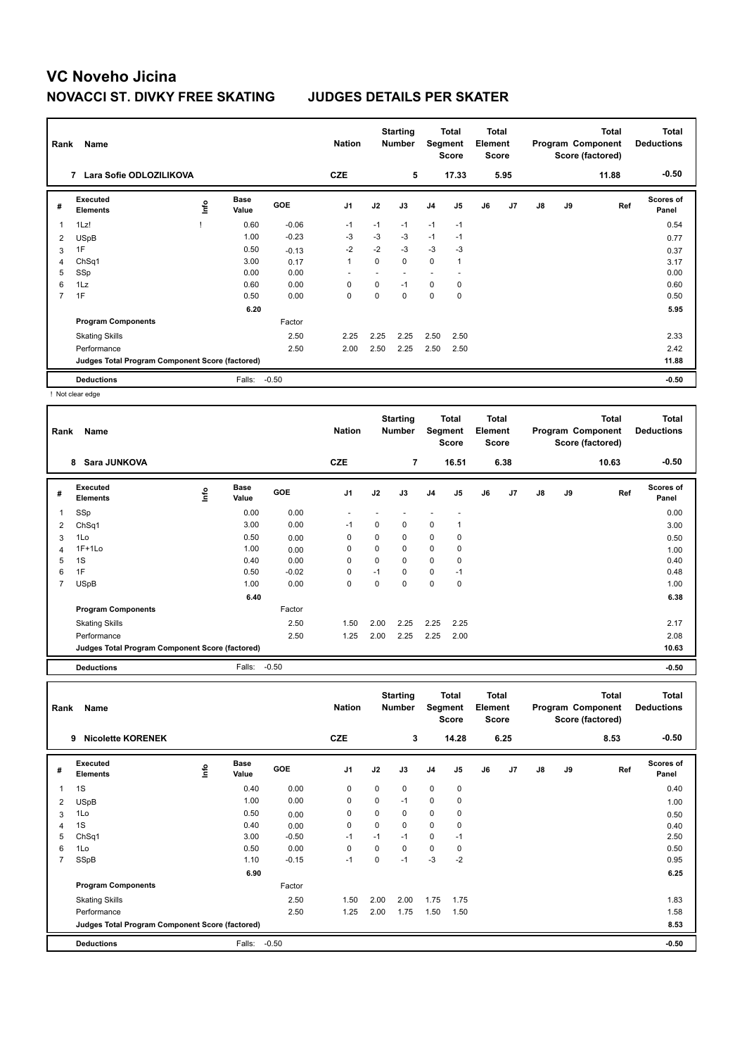# VC Noveho Jicina

## NOVACCI ST. DIVKY FREE SKATING JUDGES DETAILS PER SKATER

| Rank | Name | Nation | Starting Number | Total Segment Score | Total Element Score | Total Program Component Score (factored) | Total Deductions |
|---|---|---|---|---|---|---|---|
| 7 | Lara Sofie ODLOZILIKOVA | CZE | 5 | 17.33 | 5.95 | 11.88 | -0.50 |

| # | Executed Elements | Info | Base Value | GOE | J1 | J2 | J3 | J4 | J5 | J6 | J7 | J8 | J9 | Ref | Scores of Panel |
|---|---|---|---|---|---|---|---|---|---|---|---|---|---|---|---|
| 1 | 1Lz! | ! | 0.60 | -0.06 | -1 | -1 | -1 | -1 | -1 | | | | | | 0.54 |
| 2 | USpB | | 1.00 | -0.23 | -3 | -3 | -3 | -1 | -1 | | | | | | 0.77 |
| 3 | 1F | | 0.50 | -0.13 | -2 | -2 | -3 | -3 | -3 | | | | | | 0.37 |
| 4 | ChSq1 | | 3.00 | 0.17 | 1 | 0 | 0 | 0 | 1 | | | | | | 3.17 |
| 5 | SSp | | 0.00 | 0.00 | - | - | - | - | - | | | | | | 0.00 |
| 6 | 1Lz | | 0.60 | 0.00 | 0 | 0 | -1 | 0 | 0 | | | | | | 0.60 |
| 7 | 1F | | 0.50 | 0.00 | 0 | 0 | 0 | 0 | 0 | | | | | | 0.50 |
| | | | 6.20 | | | | | | | | | | | | 5.95 |
| | **Program Components** | | | Factor | | | | | | | | | | | |
| | Skating Skills | | | 2.50 | 2.25 | 2.25 | 2.25 | 2.50 | 2.50 | | | | | | 2.33 |
| | Performance | | | 2.50 | 2.00 | 2.50 | 2.25 | 2.50 | 2.50 | | | | | | 2.42 |
| | Judges Total Program Component Score (factored) | | | | | | | | | | | | | | 11.88 |
| | **Deductions** | | Falls: | -0.50 | | | | | | | | | | | -0.50 |

! Not clear edge

| Rank | Name | Nation | Starting Number | Total Segment Score | Total Element Score | Total Program Component Score (factored) | Total Deductions |
|---|---|---|---|---|---|---|---|
| 8 | Sara JUNKOVA | CZE | 7 | 16.51 | 6.38 | 10.63 | -0.50 |

| # | Executed Elements | Info | Base Value | GOE | J1 | J2 | J3 | J4 | J5 | J6 | J7 | J8 | J9 | Ref | Scores of Panel |
|---|---|---|---|---|---|---|---|---|---|---|---|---|---|---|---|
| 1 | SSp | | 0.00 | 0.00 | - | - | - | - | - | | | | | | 0.00 |
| 2 | ChSq1 | | 3.00 | 0.00 | -1 | 0 | 0 | 0 | 1 | | | | | | 3.00 |
| 3 | 1Lo | | 0.50 | 0.00 | 0 | 0 | 0 | 0 | 0 | | | | | | 0.50 |
| 4 | 1F+1Lo | | 1.00 | 0.00 | 0 | 0 | 0 | 0 | 0 | | | | | | 1.00 |
| 5 | 1S | | 0.40 | 0.00 | 0 | 0 | 0 | 0 | 0 | | | | | | 0.40 |
| 6 | 1F | | 0.50 | -0.02 | 0 | -1 | 0 | 0 | -1 | | | | | | 0.48 |
| 7 | USpB | | 1.00 | 0.00 | 0 | 0 | 0 | 0 | 0 | | | | | | 1.00 |
| | | | 6.40 | | | | | | | | | | | | 6.38 |
| | **Program Components** | | | Factor | | | | | | | | | | | |
| | Skating Skills | | | 2.50 | 1.50 | 2.00 | 2.25 | 2.25 | 2.25 | | | | | | 2.17 |
| | Performance | | | 2.50 | 1.25 | 2.00 | 2.25 | 2.25 | 2.00 | | | | | | 2.08 |
| | Judges Total Program Component Score (factored) | | | | | | | | | | | | | | 10.63 |
| | **Deductions** | | Falls: | -0.50 | | | | | | | | | | | -0.50 |

| Rank | Name | Nation | Starting Number | Total Segment Score | Total Element Score | Total Program Component Score (factored) | Total Deductions |
|---|---|---|---|---|---|---|---|
| 9 | Nicolette KORENEK | CZE | 3 | 14.28 | 6.25 | 8.53 | -0.50 |

| # | Executed Elements | Info | Base Value | GOE | J1 | J2 | J3 | J4 | J5 | J6 | J7 | J8 | J9 | Ref | Scores of Panel |
|---|---|---|---|---|---|---|---|---|---|---|---|---|---|---|---|
| 1 | 1S | | 0.40 | 0.00 | 0 | 0 | 0 | 0 | 0 | | | | | | 0.40 |
| 2 | USpB | | 1.00 | 0.00 | 0 | 0 | -1 | 0 | 0 | | | | | | 1.00 |
| 3 | 1Lo | | 0.50 | 0.00 | 0 | 0 | 0 | 0 | 0 | | | | | | 0.50 |
| 4 | 1S | | 0.40 | 0.00 | 0 | 0 | 0 | 0 | 0 | | | | | | 0.40 |
| 5 | ChSq1 | | 3.00 | -0.50 | -1 | -1 | -1 | 0 | -1 | | | | | | 2.50 |
| 6 | 1Lo | | 0.50 | 0.00 | 0 | 0 | 0 | 0 | 0 | | | | | | 0.50 |
| 7 | SSpB | | 1.10 | -0.15 | -1 | 0 | -1 | -3 | -2 | | | | | | 0.95 |
| | | | 6.90 | | | | | | | | | | | | 6.25 |
| | **Program Components** | | | Factor | | | | | | | | | | | |
| | Skating Skills | | | 2.50 | 1.50 | 2.00 | 2.00 | 1.75 | 1.75 | | | | | | 1.83 |
| | Performance | | | 2.50 | 1.25 | 2.00 | 1.75 | 1.50 | 1.50 | | | | | | 1.58 |
| | Judges Total Program Component Score (factored) | | | | | | | | | | | | | | 8.53 |
| | **Deductions** | | Falls: | -0.50 | | | | | | | | | | | -0.50 |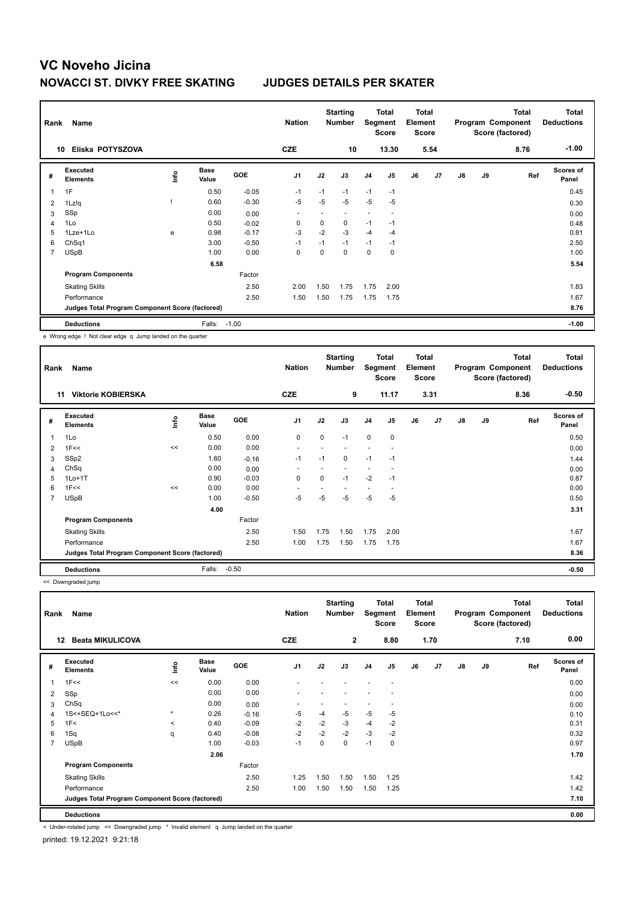# VC Noveho Jicina

## NOVACCI ST. DIVKY FREE SKATING JUDGES DETAILS PER SKATER

| Rank | Name | Nation | Starting Number | Total Segment Score | Total Element Score | Total Program Component Score (factored) | Total Deductions |
|---|---|---|---|---|---|---|---|
| 10 | Eliska POTYSZOVA | CZE | 10 | 13.30 | 5.54 | 8.76 | -1.00 |

| # | Executed Elements | Info | Base Value | GOE | J1 | J2 | J3 | J4 | J5 | J6 | J7 | J8 | J9 | Ref | Scores of Panel |
|---|---|---|---|---|---|---|---|---|---|---|---|---|---|---|---|
| 1 | 1F | | 0.50 | -0.05 | -1 | -1 | -1 | -1 | -1 | | | | | | 0.45 |
| 2 | 1Lz!q | ! | 0.60 | -0.30 | -5 | -5 | -5 | -5 | -5 | | | | | | 0.30 |
| 3 | SSp | | 0.00 | 0.00 | - | - | - | - | - | | | | | | 0.00 |
| 4 | 1Lo | | 0.50 | -0.02 | 0 | 0 | 0 | -1 | -1 | | | | | | 0.48 |
| 5 | 1Lze+1Lo | e | 0.98 | -0.17 | -3 | -2 | -3 | -4 | -4 | | | | | | 0.81 |
| 6 | ChSq1 | | 3.00 | -0.50 | -1 | -1 | -1 | -1 | -1 | | | | | | 2.50 |
| 7 | USpB | | 1.00 | 0.00 | 0 | 0 | 0 | 0 | 0 | | | | | | 1.00 |
| | | | 6.58 | | | | | | | | | | | | 5.54 |
| | Program Components | | | Factor | | | | | | | | | | | |
| | Skating Skills | | | 2.50 | 2.00 | 1.50 | 1.75 | 1.75 | 2.00 | | | | | | 1.83 |
| | Performance | | | 2.50 | 1.50 | 1.50 | 1.75 | 1.75 | 1.75 | | | | | | 1.67 |
| | Judges Total Program Component Score (factored) | | | | | | | | | | | | | | 8.76 |
| | Deductions | | Falls: | -1.00 | | | | | | | | | | | -1.00 |

e Wrong edge ! Not clear edge q Jump landed on the quarter

| Rank | Name | Nation | Starting Number | Total Segment Score | Total Element Score | Total Program Component Score (factored) | Total Deductions |
|---|---|---|---|---|---|---|---|
| 11 | Viktorie KOBIERSKA | CZE | 9 | 11.17 | 3.31 | 8.36 | -0.50 |

| # | Executed Elements | Info | Base Value | GOE | J1 | J2 | J3 | J4 | J5 | J6 | J7 | J8 | J9 | Ref | Scores of Panel |
|---|---|---|---|---|---|---|---|---|---|---|---|---|---|---|---|
| 1 | 1Lo | | 0.50 | 0.00 | 0 | 0 | -1 | 0 | 0 | | | | | | 0.50 |
| 2 | 1F<< | << | 0.00 | 0.00 | - | - | - | - | - | | | | | | 0.00 |
| 3 | SSp2 | | 1.60 | -0.16 | -1 | -1 | 0 | -1 | -1 | | | | | | 1.44 |
| 4 | ChSq | | 0.00 | 0.00 | - | - | - | - | - | | | | | | 0.00 |
| 5 | 1Lo+1T | | 0.90 | -0.03 | 0 | 0 | -1 | -2 | -1 | | | | | | 0.87 |
| 6 | 1F<< | << | 0.00 | 0.00 | - | - | - | - | - | | | | | | 0.00 |
| 7 | USpB | | 1.00 | -0.50 | -5 | -5 | -5 | -5 | -5 | | | | | | 0.50 |
| | | | 4.00 | | | | | | | | | | | | 3.31 |
| | Program Components | | | Factor | | | | | | | | | | | |
| | Skating Skills | | | 2.50 | 1.50 | 1.75 | 1.50 | 1.75 | 2.00 | | | | | | 1.67 |
| | Performance | | | 2.50 | 1.00 | 1.75 | 1.50 | 1.75 | 1.75 | | | | | | 1.67 |
| | Judges Total Program Component Score (factored) | | | | | | | | | | | | | | 8.36 |
| | Deductions | | Falls: | -0.50 | | | | | | | | | | | -0.50 |

<< Downgraded jump

| Rank | Name | Nation | Starting Number | Total Segment Score | Total Element Score | Total Program Component Score (factored) | Total Deductions |
|---|---|---|---|---|---|---|---|
| 12 | Beata MIKULICOVA | CZE | 2 | 8.80 | 1.70 | 7.10 | 0.00 |

| # | Executed Elements | Info | Base Value | GOE | J1 | J2 | J3 | J4 | J5 | J6 | J7 | J8 | J9 | Ref | Scores of Panel |
|---|---|---|---|---|---|---|---|---|---|---|---|---|---|---|---|
| 1 | 1F<< | << | 0.00 | 0.00 | - | - | - | - | - | | | | | | 0.00 |
| 2 | SSp | | 0.00 | 0.00 | - | - | - | - | - | | | | | | 0.00 |
| 3 | ChSq | | 0.00 | 0.00 | - | - | - | - | - | | | | | | 0.00 |
| 4 | 1S<+SEQ+1Lo<<* | * | 0.26 | -0.16 | -5 | -4 | -5 | -5 | -5 | | | | | | 0.10 |
| 5 | 1F< | < | 0.40 | -0.09 | -2 | -2 | -3 | -4 | -2 | | | | | | 0.31 |
| 6 | 1Sq | q | 0.40 | -0.08 | -2 | -2 | -2 | -3 | -2 | | | | | | 0.32 |
| 7 | USpB | | 1.00 | -0.03 | -1 | 0 | 0 | -1 | 0 | | | | | | 0.97 |
| | | | 2.06 | | | | | | | | | | | | 1.70 |
| | Program Components | | | Factor | | | | | | | | | | | |
| | Skating Skills | | | 2.50 | 1.25 | 1.50 | 1.50 | 1.50 | 1.25 | | | | | | 1.42 |
| | Performance | | | 2.50 | 1.00 | 1.50 | 1.50 | 1.50 | 1.25 | | | | | | 1.42 |
| | Judges Total Program Component Score (factored) | | | | | | | | | | | | | | 7.10 |
| | Deductions | | | | | | | | | | | | | | 0.00 |

< Under-rotated jump << Downgraded jump * Invalid element q Jump landed on the quarter

printed: 19.12.2021 9:21:18